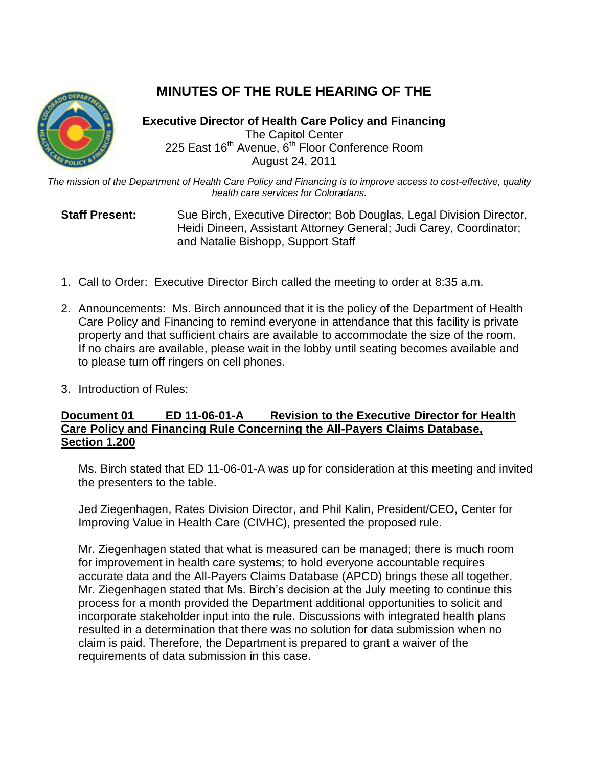# MINUTES OF THE RULE HEARING OF THE

**Executive Director of Health Care Policy and Financing**
The Capitol Center
225 East 16th Avenue, 6th Floor Conference Room
August 24, 2011

*The mission of the Department of Health Care Policy and Financing is to improve access to cost-effective, quality health care services for Coloradans.*

**Staff Present:** Sue Birch, Executive Director; Bob Douglas, Legal Division Director, Heidi Dineen, Assistant Attorney General; Judi Carey, Coordinator; and Natalie Bishopp, Support Staff

1. Call to Order: Executive Director Birch called the meeting to order at 8:35 a.m.

2. Announcements: Ms. Birch announced that it is the policy of the Department of Health Care Policy and Financing to remind everyone in attendance that this facility is private property and that sufficient chairs are available to accommodate the size of the room. If no chairs are available, please wait in the lobby until seating becomes available and to please turn off ringers on cell phones.

3. Introduction of Rules:

**Document 01 ED 11-06-01-A Revision to the Executive Director for Health Care Policy and Financing Rule Concerning the All-Payers Claims Database, Section 1.200**

Ms. Birch stated that ED 11-06-01-A was up for consideration at this meeting and invited the presenters to the table.

Jed Ziegenhagen, Rates Division Director, and Phil Kalin, President/CEO, Center for Improving Value in Health Care (CIVHC), presented the proposed rule.

Mr. Ziegenhagen stated that what is measured can be managed; there is much room for improvement in health care systems; to hold everyone accountable requires accurate data and the All-Payers Claims Database (APCD) brings these all together. Mr. Ziegenhagen stated that Ms. Birch's decision at the July meeting to continue this process for a month provided the Department additional opportunities to solicit and incorporate stakeholder input into the rule. Discussions with integrated health plans resulted in a determination that there was no solution for data submission when no claim is paid. Therefore, the Department is prepared to grant a waiver of the requirements of data submission in this case.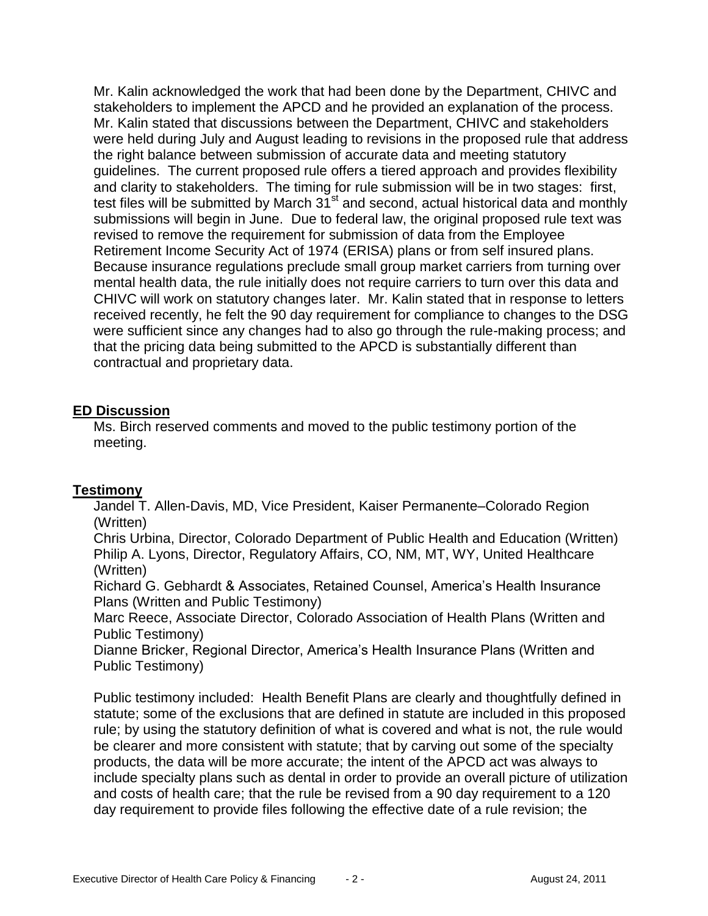Mr. Kalin acknowledged the work that had been done by the Department, CHIVC and stakeholders to implement the APCD and he provided an explanation of the process. Mr. Kalin stated that discussions between the Department, CHIVC and stakeholders were held during July and August leading to revisions in the proposed rule that address the right balance between submission of accurate data and meeting statutory guidelines. The current proposed rule offers a tiered approach and provides flexibility and clarity to stakeholders. The timing for rule submission will be in two stages: first, test files will be submitted by March 31st and second, actual historical data and monthly submissions will begin in June. Due to federal law, the original proposed rule text was revised to remove the requirement for submission of data from the Employee Retirement Income Security Act of 1974 (ERISA) plans or from self insured plans. Because insurance regulations preclude small group market carriers from turning over mental health data, the rule initially does not require carriers to turn over this data and CHIVC will work on statutory changes later. Mr. Kalin stated that in response to letters received recently, he felt the 90 day requirement for compliance to changes to the DSG were sufficient since any changes had to also go through the rule-making process; and that the pricing data being submitted to the APCD is substantially different than contractual and proprietary data.

## ED Discussion

Ms. Birch reserved comments and moved to the public testimony portion of the meeting.

## Testimony

Jandel T. Allen-Davis, MD, Vice President, Kaiser Permanente–Colorado Region (Written)  
Chris Urbina, Director, Colorado Department of Public Health and Education (Written)  
Philip A. Lyons, Director, Regulatory Affairs, CO, NM, MT, WY, United Healthcare (Written)  
Richard G. Gebhardt & Associates, Retained Counsel, America's Health Insurance Plans (Written and Public Testimony)  
Marc Reece, Associate Director, Colorado Association of Health Plans (Written and Public Testimony)  
Dianne Bricker, Regional Director, America's Health Insurance Plans (Written and Public Testimony)

Public testimony included: Health Benefit Plans are clearly and thoughtfully defined in statute; some of the exclusions that are defined in statute are included in this proposed rule; by using the statutory definition of what is covered and what is not, the rule would be clearer and more consistent with statute; that by carving out some of the specialty products, the data will be more accurate; the intent of the APCD act was always to include specialty plans such as dental in order to provide an overall picture of utilization and costs of health care; that the rule be revised from a 90 day requirement to a 120 day requirement to provide files following the effective date of a rule revision; the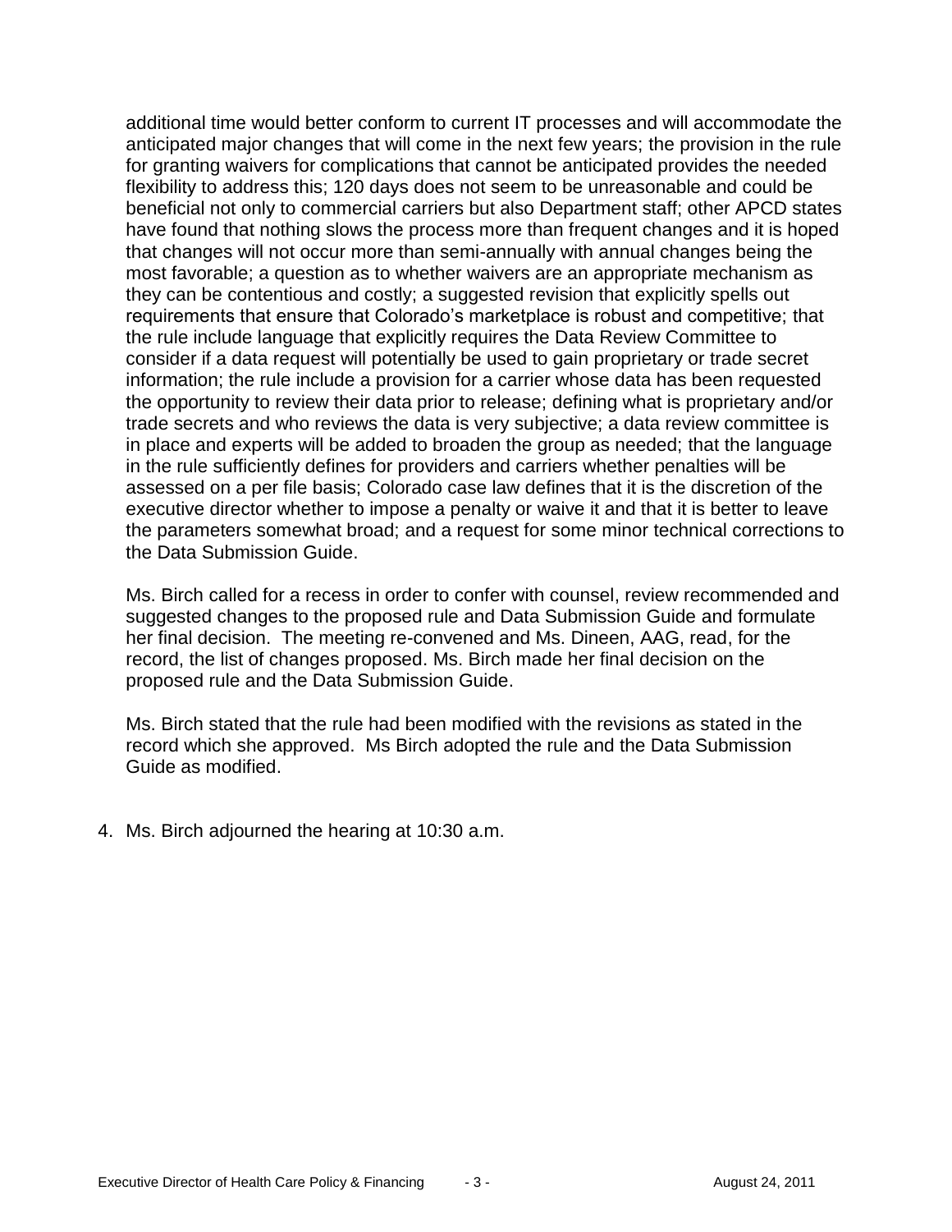additional time would better conform to current IT processes and will accommodate the anticipated major changes that will come in the next few years; the provision in the rule for granting waivers for complications that cannot be anticipated provides the needed flexibility to address this; 120 days does not seem to be unreasonable and could be beneficial not only to commercial carriers but also Department staff; other APCD states have found that nothing slows the process more than frequent changes and it is hoped that changes will not occur more than semi-annually with annual changes being the most favorable; a question as to whether waivers are an appropriate mechanism as they can be contentious and costly; a suggested revision that explicitly spells out requirements that ensure that Colorado's marketplace is robust and competitive; that the rule include language that explicitly requires the Data Review Committee to consider if a data request will potentially be used to gain proprietary or trade secret information; the rule include a provision for a carrier whose data has been requested the opportunity to review their data prior to release; defining what is proprietary and/or trade secrets and who reviews the data is very subjective; a data review committee is in place and experts will be added to broaden the group as needed; that the language in the rule sufficiently defines for providers and carriers whether penalties will be assessed on a per file basis; Colorado case law defines that it is the discretion of the executive director whether to impose a penalty or waive it and that it is better to leave the parameters somewhat broad; and a request for some minor technical corrections to the Data Submission Guide.

Ms. Birch called for a recess in order to confer with counsel, review recommended and suggested changes to the proposed rule and Data Submission Guide and formulate her final decision. The meeting re-convened and Ms. Dineen, AAG, read, for the record, the list of changes proposed. Ms. Birch made her final decision on the proposed rule and the Data Submission Guide.

Ms. Birch stated that the rule had been modified with the revisions as stated in the record which she approved. Ms Birch adopted the rule and the Data Submission Guide as modified.

4. Ms. Birch adjourned the hearing at 10:30 a.m.